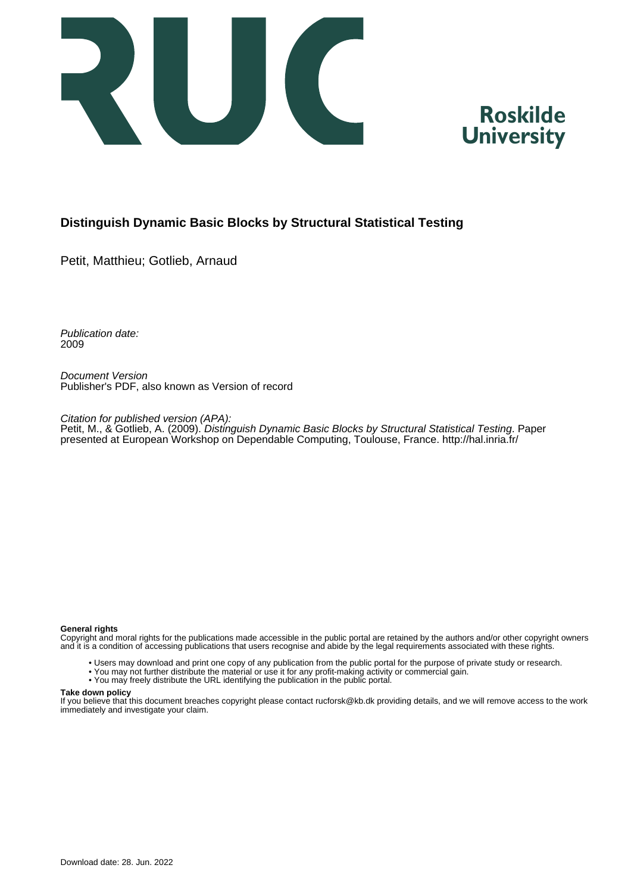Roskilde University

# Distinguish Dynamic Basic Blocks by Structural Statistical Testing

Petit, Matthieu; Gotlieb, Arnaud

*Publication date:*
2009

*Document Version*
Publisher's PDF, also known as Version of record

*Citation for published version (APA):*
Petit, M., & Gotlieb, A. (2009). *Distinguish Dynamic Basic Blocks by Structural Statistical Testing*. Paper presented at European Workshop on Dependable Computing, Toulouse, France. http://hal.inria.fr/

**General rights**
Copyright and moral rights for the publications made accessible in the public portal are retained by the authors and/or other copyright owners and it is a condition of accessing publications that users recognise and abide by the legal requirements associated with these rights.

- Users may download and print one copy of any publication from the public portal for the purpose of private study or research.
- You may not further distribute the material or use it for any profit-making activity or commercial gain.
- You may freely distribute the URL identifying the publication in the public portal.

**Take down policy**
If you believe that this document breaches copyright please contact rucforsk@kb.dk providing details, and we will remove access to the work immediately and investigate your claim.

Download date: 28. Jun. 2022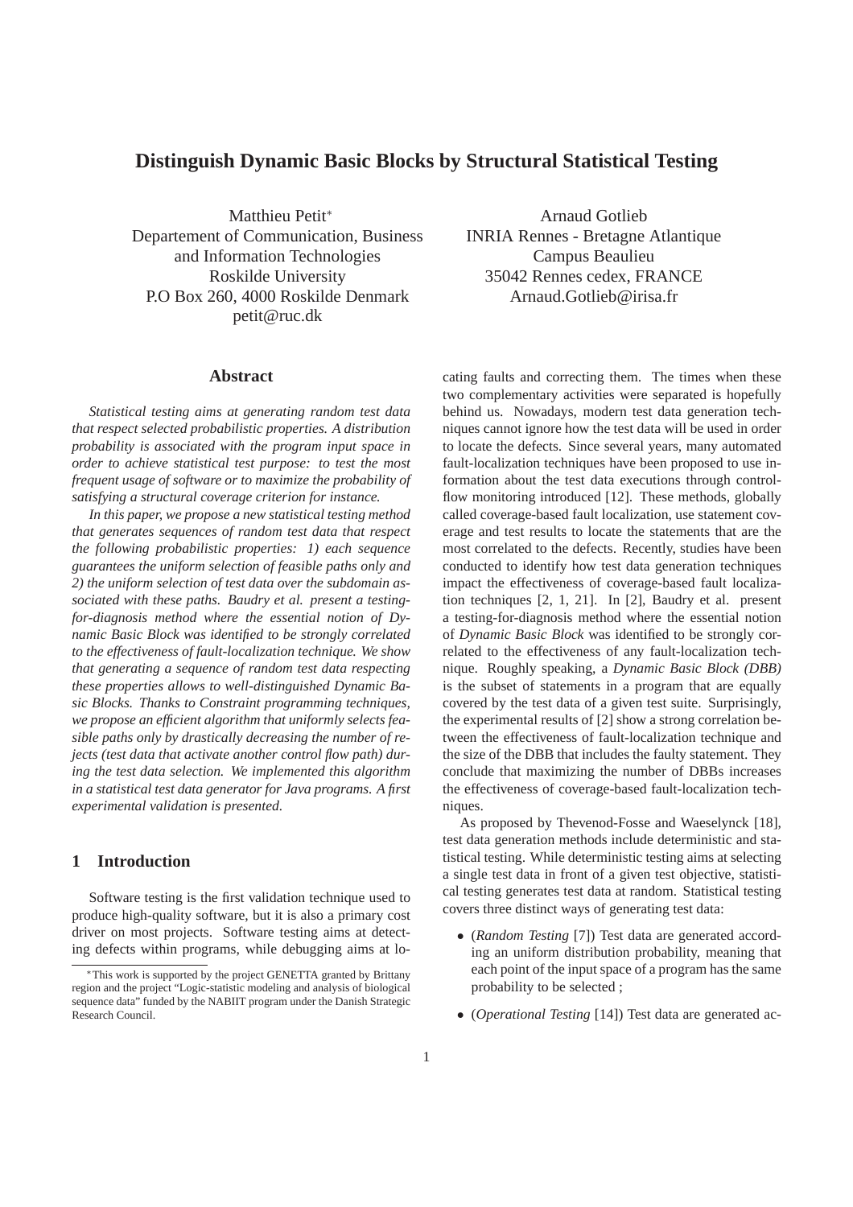# Distinguish Dynamic Basic Blocks by Structural Statistical Testing

Matthieu Petit*
Departement of Communication, Business and Information Technologies
Roskilde University
P.O Box 260, 4000 Roskilde Denmark
petit@ruc.dk

Arnaud Gotlieb
INRIA Rennes - Bretagne Atlantique
Campus Beaulieu
35042 Rennes cedex, FRANCE
Arnaud.Gotlieb@irisa.fr

## Abstract

*Statistical testing aims at generating random test data that respect selected probabilistic properties. A distribution probability is associated with the program input space in order to achieve statistical test purpose: to test the most frequent usage of software or to maximize the probability of satisfying a structural coverage criterion for instance.*

*In this paper, we propose a new statistical testing method that generates sequences of random test data that respect the following probabilistic properties: 1) each sequence guarantees the uniform selection of feasible paths only and 2) the uniform selection of test data over the subdomain associated with these paths. Baudry et al. present a testing-for-diagnosis method where the essential notion of Dynamic Basic Block was identified to be strongly correlated to the effectiveness of fault-localization technique. We show that generating a sequence of random test data respecting these properties allows to well-distinguished Dynamic Basic Blocks. Thanks to Constraint programming techniques, we propose an efficient algorithm that uniformly selects feasible paths only by drastically decreasing the number of rejects (test data that activate another control flow path) during the test data selection. We implemented this algorithm in a statistical test data generator for Java programs. A first experimental validation is presented.*

## 1 Introduction

Software testing is the first validation technique used to produce high-quality software, but it is also a primary cost driver on most projects. Software testing aims at detecting defects within programs, while debugging aims at locating faults and correcting them. The times when these two complementary activities were separated is hopefully behind us. Nowadays, modern test data generation techniques cannot ignore how the test data will be used in order to locate the defects. Since several years, many automated fault-localization techniques have been proposed to use information about the test data executions through control-flow monitoring introduced [12]. These methods, globally called coverage-based fault localization, use statement coverage and test results to locate the statements that are the most correlated to the defects. Recently, studies have been conducted to identify how test data generation techniques impact the effectiveness of coverage-based fault localization techniques [2, 1, 21]. In [2], Baudry et al. present a testing-for-diagnosis method where the essential notion of *Dynamic Basic Block* was identified to be strongly correlated to the effectiveness of any fault-localization technique. Roughly speaking, a *Dynamic Basic Block (DBB)* is the subset of statements in a program that are equally covered by the test data of a given test suite. Surprisingly, the experimental results of [2] show a strong correlation between the effectiveness of fault-localization technique and the size of the DBB that includes the faulty statement. They conclude that maximizing the number of DBBs increases the effectiveness of coverage-based fault-localization techniques.

As proposed by Thevenod-Fosse and Waeselynck [18], test data generation methods include deterministic and statistical testing. While deterministic testing aims at selecting a single test data in front of a given test objective, statistical testing generates test data at random. Statistical testing covers three distinct ways of generating test data:

- (*Random Testing* [7]) Test data are generated according an uniform distribution probability, meaning that each point of the input space of a program has the same probability to be selected ;
- (*Operational Testing* [14]) Test data are generated ac-

*This work is supported by the project GENETTA granted by Brittany region and the project "Logic-statistic modeling and analysis of biological sequence data" funded by the NABIIT program under the Danish Strategic Research Council.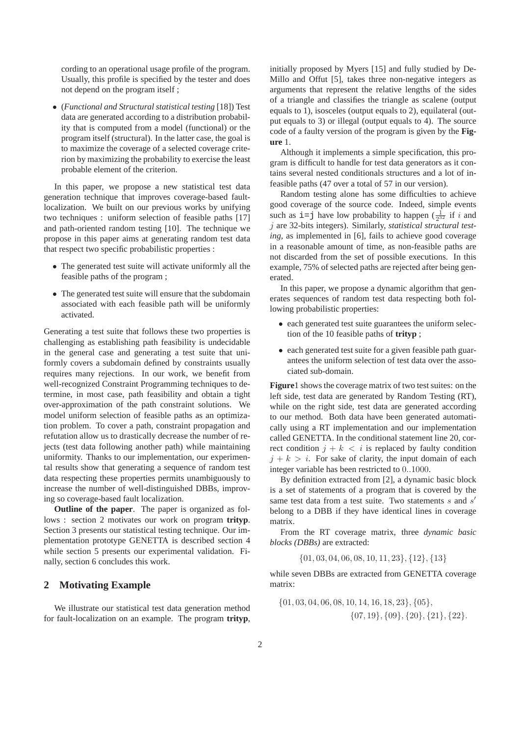cording to an operational usage profile of the program. Usually, this profile is specified by the tester and does not depend on the program itself ;

- (*Functional and Structural statistical testing* [18]) Test data are generated according to a distribution probability that is computed from a model (functional) or the program itself (structural). In the latter case, the goal is to maximize the coverage of a selected coverage criterion by maximizing the probability to exercise the least probable element of the criterion.

In this paper, we propose a new statistical test data generation technique that improves coverage-based fault-localization. We built on our previous works by unifying two techniques : uniform selection of feasible paths [17] and path-oriented random testing [10]. The technique we propose in this paper aims at generating random test data that respect two specific probabilistic properties :

- The generated test suite will activate uniformly all the feasible paths of the program ;
- The generated test suite will ensure that the subdomain associated with each feasible path will be uniformly activated.

Generating a test suite that follows these two properties is challenging as establishing path feasibility is undecidable in the general case and generating a test suite that uniformly covers a subdomain defined by constraints usually requires many rejections. In our work, we benefit from well-recognized Constraint Programming techniques to determine, in most case, path feasibility and obtain a tight over-approximation of the path constraint solutions. We model uniform selection of feasible paths as an optimization problem. To cover a path, constraint propagation and refutation allow us to drastically decrease the number of rejects (test data following another path) while maintaining uniformity. Thanks to our implementation, our experimental results show that generating a sequence of random test data respecting these properties permits unambiguously to increase the number of well-distinguished DBBs, improving so coverage-based fault localization.

**Outline of the paper**. The paper is organized as follows : section 2 motivates our work on program **trityp**. Section 3 presents our statistical testing technique. Our implementation prototype GENETTA is described section 4 while section 5 presents our experimental validation. Finally, section 6 concludes this work.

## 2 Motivating Example

We illustrate our statistical test data generation method for fault-localization on an example. The program **trityp**, initially proposed by Myers [15] and fully studied by De-Millo and Offut [5], takes three non-negative integers as arguments that represent the relative lengths of the sides of a triangle and classifies the triangle as scalene (output equals to 1), isosceles (output equals to 2), equilateral (output equals to 3) or illegal (output equals to 4). The source code of a faulty version of the program is given by the **Figure** 1.

Although it implements a simple specification, this program is difficult to handle for test data generators as it contains several nested conditionals structures and a lot of infeasible paths (47 over a total of 57 in our version).

Random testing alone has some difficulties to achieve good coverage of the source code. Indeed, simple events such as `i=j` have low probability to happen ($\frac{1}{2^{32}}$ if $i$ and $j$ are 32-bits integers). Similarly, *statistical structural testing*, as implemented in [6], fails to achieve good coverage in a reasonable amount of time, as non-feasible paths are not discarded from the set of possible executions. In this example, 75% of selected paths are rejected after being generated.

In this paper, we propose a dynamic algorithm that generates sequences of random test data respecting both following probabilistic properties:

- each generated test suite guarantees the uniform selection of the 10 feasible paths of **trityp** ;
- each generated test suite for a given feasible path guarantees the uniform selection of test data over the associated sub-domain.

**Figure**1 shows the coverage matrix of two test suites: on the left side, test data are generated by Random Testing (RT), while on the right side, test data are generated according to our method. Both data have been generated automatically using a RT implementation and our implementation called GENETTA. In the conditional statement line 20, correct condition $j + k < i$ is replaced by faulty condition $j + k > i$. For sake of clarity, the input domain of each integer variable has been restricted to $0..1000$.

By definition extracted from [2], a dynamic basic block is a set of statements of a program that is covered by the same test data from a test suite. Two statements $s$ and $s'$ belong to a DBB if they have identical lines in coverage matrix.

From the RT coverage matrix, three *dynamic basic blocks (DBBs)* are extracted:

$$\{01, 03, 04, 06, 08, 10, 11, 23\}, \{12\}, \{13\}$$

while seven DBBs are extracted from GENETTA coverage matrix:

$$\{01, 03, 04, 06, 08, 10, 14, 16, 18, 23\}, \{05\}, \{07, 19\}, \{09\}, \{20\}, \{21\}, \{22\}.$$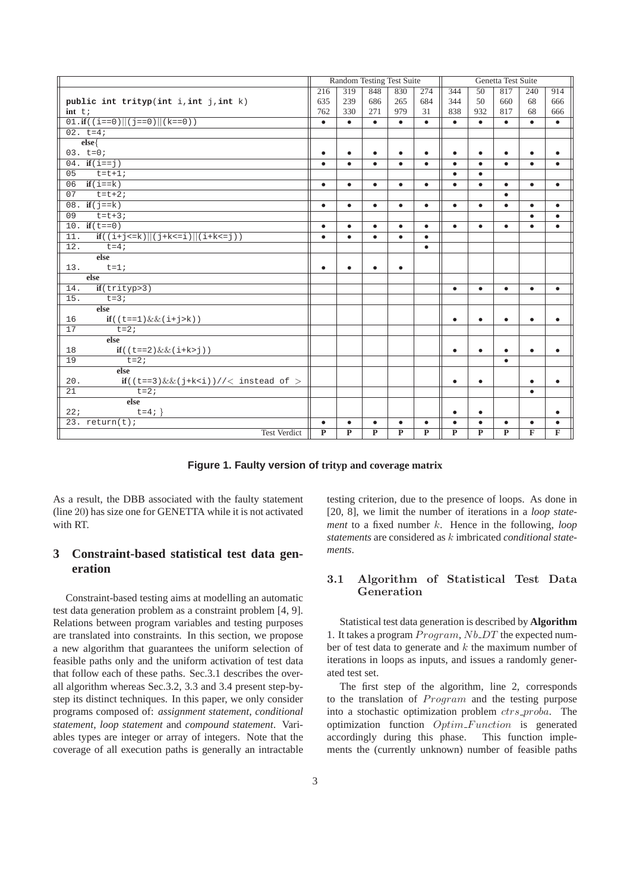| | Random Testing Test Suite | | | | | Genetta Test Suite | | | | |
|---|---|---|---|---|---|---|---|---|---|---|
| | 216 | 319 | 848 | 830 | 274 | 344 | 50 | 817 | 240 | 914 |
| **public int** **trityp(int** i,**int** j,**int** k) | 635 | 239 | 686 | 265 | 684 | 344 | 50 | 660 | 68 | 666 |
| **int** t; | 762 | 330 | 271 | 979 | 31 | 838 | 932 | 817 | 68 | 666 |
| 01.**if**((i==0)\|\|(j==0)\|\|(k==0)) | • | • | • | • | • | • | • | • | • | • |
| 02. t=4; | | | | | | | | | | |
| **else**{ | | | | | | | | | | |
| 03. t=0; | • | • | • | • | • | • | • | • | • | • |
| 04. **if**(i==j) | • | • | • | • | • | • | • | • | • | • |
| 05 t=t+1; | | | | | | • | • | | | |
| 06 **if**(i==k) | • | • | • | • | • | • | • | • | • | • |
| 07 t=t+2; | | | | | | | | • | | |
| 08. **if**(j==k) | • | • | • | • | • | • | • | • | • | • |
| 09 t=t+3; | | | | | | | | | • | • |
| 10. **if**(t==0) | • | • | • | • | • | • | • | • | • | • |
| 11. **if**((i+j<=k)\|\|(j+k<=i)\|\|(i+k<=j)) | • | • | • | • | • | | | | | |
| 12. t=4; | | | | | • | | | | | |
| **else** | | | | | | | | | | |
| 13. t=1; | • | • | • | • | | | | | | |
| **else** | | | | | | | | | | |
| 14. **if**(trityp>3) | | | | | | • | • | • | • | • |
| 15. t=3; | | | | | | | | | | |
| **else** | | | | | | | | | | |
| 16 **if**((t==1)&&(i+j>k)) | | | | | | • | • | • | • | • |
| 17 t=2; | | | | | | | | | | |
| **else** | | | | | | | | | | |
| 18 **if**((t==2)&&(i+k>j)) | | | | | | • | • | • | • | • |
| 19 t=2; | | | | | | | | • | | |
| **else** | | | | | | | | | | |
| 20. **if**((t==3)&&(j+k<i))//< instead of > | | | | | | • | • | | • | • |
| 21 t=2; | | | | | | | | | • | |
| **else** | | | | | | | | | | |
| 22; t=4;} | | | | | | • | • | | | • |
| 23. return(t); | • | • | • | • | • | • | • | • | • | • |
| Test Verdict | **P** | **P** | **P** | **P** | **P** | **P** | **P** | **P** | **F** | **F** |

**Figure 1. Faulty version of trityp and coverage matrix**

As a result, the DBB associated with the faulty statement (line 20) has size one for GENETTA while it is not activated with RT.

## 3 Constraint-based statistical test data generation

Constraint-based testing aims at modelling an automatic test data generation problem as a constraint problem [4, 9]. Relations between program variables and testing purposes are translated into constraints. In this section, we propose a new algorithm that guarantees the uniform selection of feasible paths only and the uniform activation of test data that follow each of these paths. Sec.3.1 describes the overall algorithm whereas Sec.3.2, 3.3 and 3.4 present step-by-step its distinct techniques. In this paper, we only consider programs composed of: *assignment statement*, *conditional statement*, *loop statement* and *compound statement*. Variables types are integer or array of integers. Note that the coverage of all execution paths is generally an intractable testing criterion, due to the presence of loops. As done in [20, 8], we limit the number of iterations in a *loop statement* to a fixed number $k$. Hence in the following, *loop statements* are considered as $k$ imbricated *conditional statements*.

### 3.1 Algorithm of Statistical Test Data Generation

Statistical test data generation is described by **Algorithm** 1. It takes a program $Program$, $Nb\_DT$ the expected number of test data to generate and $k$ the maximum number of iterations in loops as inputs, and issues a randomly generated test set.

The first step of the algorithm, line 2, corresponds to the translation of $Program$ and the testing purpose into a stochastic optimization problem $ctrs\_proba$. The optimization function $Optim\_Function$ is generated accordingly during this phase. This function implements the (currently unknown) number of feasible paths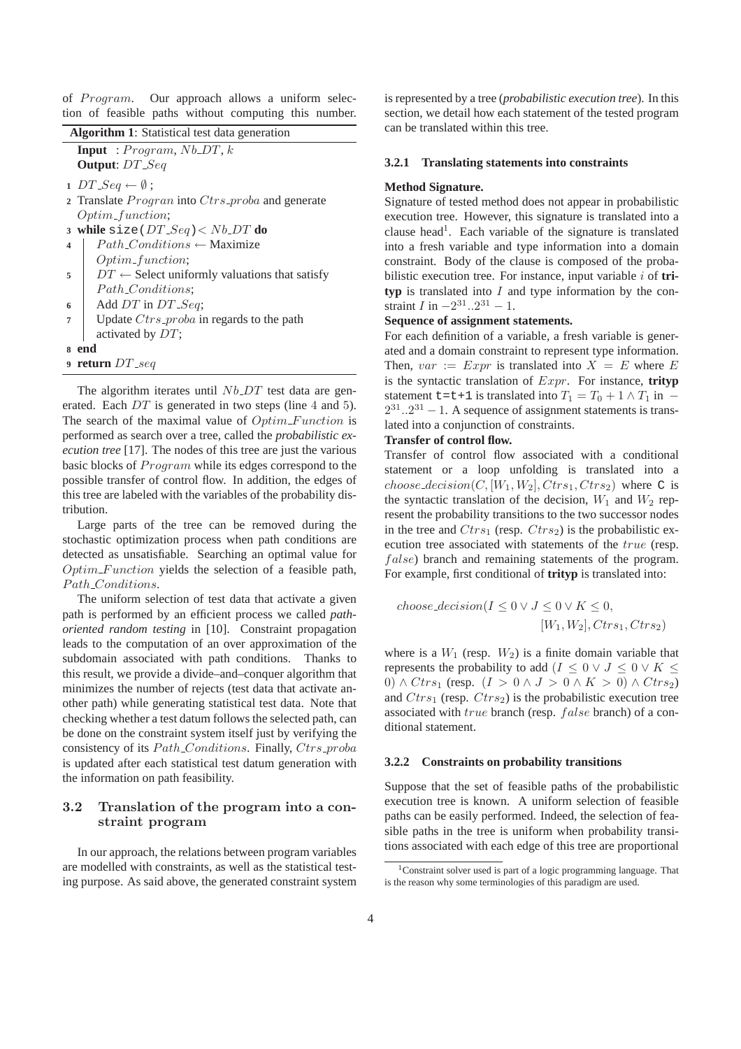of $Program$. Our approach allows a uniform selection of feasible paths without computing this number.

**Algorithm 1**: Statistical test data generation

```
   Input  : Program, Nb_DT, k
   Output: DT_Seq
1  DT_Seq ← ∅ ;
2  Translate Progran into Ctrs_proba and generate
   Optim_function;
3  while size(DT_Seq)< Nb_DT do
4  |  Path_Conditions ← Maximize
   |  Optim_function;
5  |  DT ← Select uniformly valuations that satisfy
   |  Path_Conditions;
6  |  Add DT in DT_Seq;
7  |  Update Ctrs_proba in regards to the path
   |  activated by DT;
8  end
9  return DT_seq
```

The algorithm iterates until $Nb\_DT$ test data are generated. Each $DT$ is generated in two steps (line 4 and 5). The search of the maximal value of $Optim\_Function$ is performed as search over a tree, called the *probabilistic execution tree* [17]. The nodes of this tree are just the various basic blocks of $Program$ while its edges correspond to the possible transfer of control flow. In addition, the edges of this tree are labeled with the variables of the probability distribution.

Large parts of the tree can be removed during the stochastic optimization process when path conditions are detected as unsatisfiable. Searching an optimal value for $Optim\_Function$ yields the selection of a feasible path, $Path\_Conditions$.

The uniform selection of test data that activate a given path is performed by an efficient process we called *path-oriented random testing* in [10]. Constraint propagation leads to the computation of an over approximation of the subdomain associated with path conditions. Thanks to this result, we provide a divide–and–conquer algorithm that minimizes the number of rejects (test data that activate another path) while generating statistical test data. Note that checking whether a test datum follows the selected path, can be done on the constraint system itself just by verifying the consistency of its $Path\_Conditions$. Finally, $Ctrs\_proba$ is updated after each statistical test datum generation with the information on path feasibility.

## 3.2 Translation of the program into a constraint program

In our approach, the relations between program variables are modelled with constraints, as well as the statistical testing purpose. As said above, the generated constraint system is represented by a tree (*probabilistic execution tree*). In this section, we detail how each statement of the tested program can be translated within this tree.

### 3.2.1 Translating statements into constraints

**Method Signature.**

Signature of tested method does not appear in probabilistic execution tree. However, this signature is translated into a clause head[1]. Each variable of the signature is translated into a fresh variable and type information into a domain constraint. Body of the clause is composed of the probabilistic execution tree. For instance, input variable $i$ of **trityp** is translated into $I$ and type information by the constraint $I$ in $-2^{31}..2^{31}-1$.

**Sequence of assignment statements.**

For each definition of a variable, a fresh variable is generated and a domain constraint to represent type information. Then, $var := Expr$ is translated into $X = E$ where $E$ is the syntactic translation of $Expr$. For instance, **trityp** statement `t=t+1` is translated into $T_1 = T_0 + 1 \wedge T_1$ in $-2^{31}..2^{31}-1$. A sequence of assignment statements is translated into a conjunction of constraints.

**Transfer of control flow.**

Transfer of control flow associated with a conditional statement or a loop unfolding is translated into a $choose\_decision(C, [W_1, W_2], Ctrs_1, Ctrs_2)$ where `C` is the syntactic translation of the decision, $W_1$ and $W_2$ represent the probability transitions to the two successor nodes in the tree and $Ctrs_1$ (resp. $Ctrs_2$) is the probabilistic execution tree associated with statements of the $true$ (resp. $false$) branch and remaining statements of the program. For example, first conditional of **trityp** is translated into:

$$choose\_decision(I \leq 0 \vee J \leq 0 \vee K \leq 0, [W_1, W_2], Ctrs_1, Ctrs_2)$$

where is a $W_1$ (resp. $W_2$) is a finite domain variable that represents the probability to add $(I \leq 0 \vee J \leq 0 \vee K \leq 0) \wedge Ctrs_1$ (resp. $(I > 0 \wedge J > 0 \wedge K > 0) \wedge Ctrs_2$) and $Ctrs_1$ (resp. $Ctrs_2$) is the probabilistic execution tree associated with $true$ branch (resp. $false$ branch) of a conditional statement.

### 3.2.2 Constraints on probability transitions

Suppose that the set of feasible paths of the probabilistic execution tree is known. A uniform selection of feasible paths can be easily performed. Indeed, the selection of feasible paths in the tree is uniform when probability transitions associated with each edge of this tree are proportional

[1] Constraint solver used is part of a logic programming language. That is the reason why some terminologies of this paradigm are used.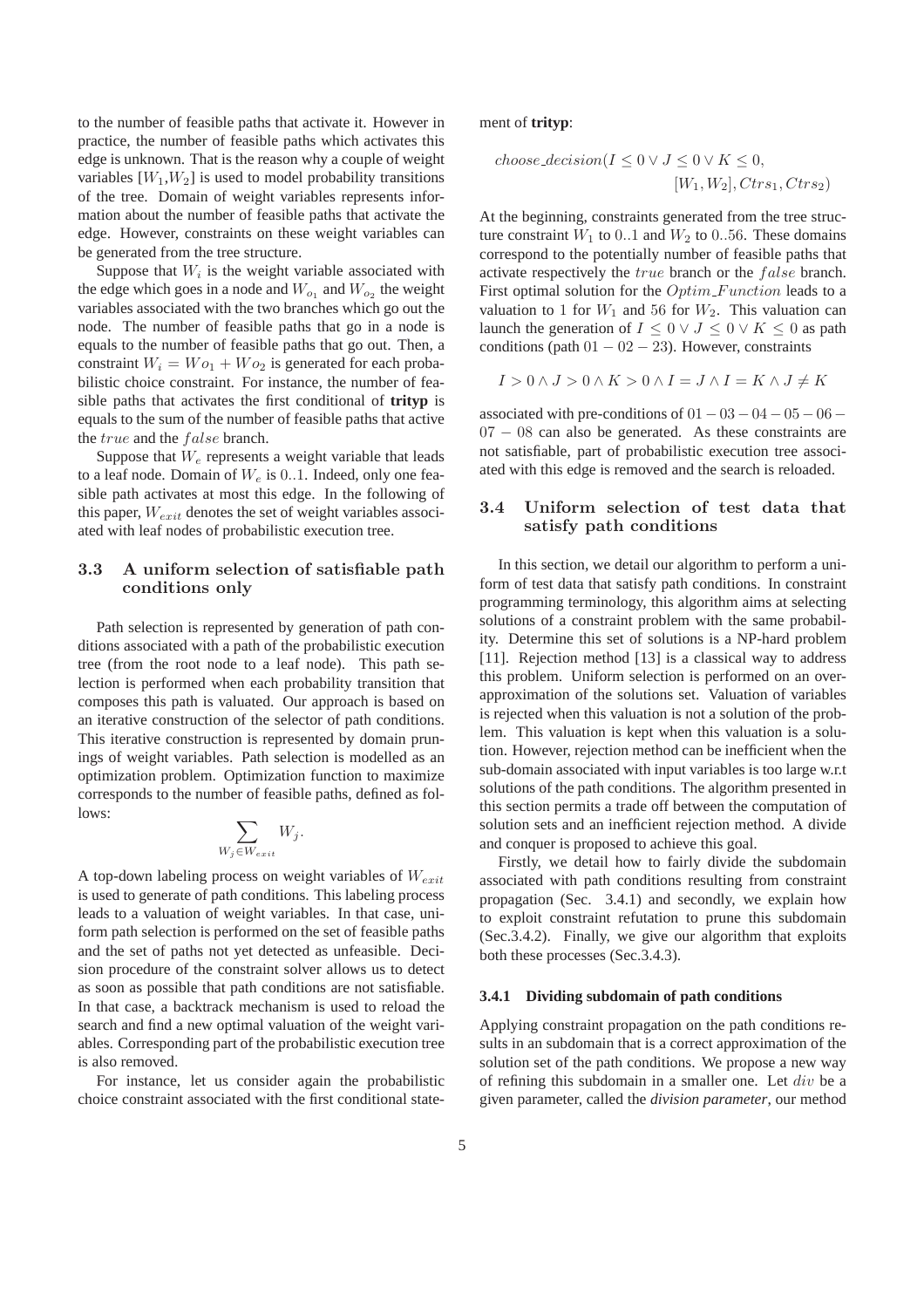to the number of feasible paths that activate it. However in practice, the number of feasible paths which activates this edge is unknown. That is the reason why a couple of weight variables [$W_1$,$W_2$] is used to model probability transitions of the tree. Domain of weight variables represents information about the number of feasible paths that activate the edge. However, constraints on these weight variables can be generated from the tree structure.

Suppose that $W_i$ is the weight variable associated with the edge which goes in a node and $W_{o_1}$ and $W_{o_2}$ the weight variables associated with the two branches which go out the node. The number of feasible paths that go in a node is equals to the number of feasible paths that go out. Then, a constraint $W_i = Wo_1 + Wo_2$ is generated for each probabilistic choice constraint. For instance, the number of feasible paths that activates the first conditional of **trityp** is equals to the sum of the number of feasible paths that active the $true$ and the $false$ branch.

Suppose that $W_e$ represents a weight variable that leads to a leaf node. Domain of $W_e$ is $0..1$. Indeed, only one feasible path activates at most this edge. In the following of this paper, $W_{exit}$ denotes the set of weight variables associated with leaf nodes of probabilistic execution tree.

### 3.3 A uniform selection of satisfiable path conditions only

Path selection is represented by generation of path conditions associated with a path of the probabilistic execution tree (from the root node to a leaf node). This path selection is performed when each probability transition that composes this path is valuated. Our approach is based on an iterative construction of the selector of path conditions. This iterative construction is represented by domain prunings of weight variables. Path selection is modelled as an optimization problem. Optimization function to maximize corresponds to the number of feasible paths, defined as follows:

$$\sum_{W_j \in W_{exit}} W_j.$$

A top-down labeling process on weight variables of $W_{exit}$ is used to generate of path conditions. This labeling process leads to a valuation of weight variables. In that case, uniform path selection is performed on the set of feasible paths and the set of paths not yet detected as unfeasible. Decision procedure of the constraint solver allows us to detect as soon as possible that path conditions are not satisfiable. In that case, a backtrack mechanism is used to reload the search and find a new optimal valuation of the weight variables. Corresponding part of the probabilistic execution tree is also removed.

For instance, let us consider again the probabilistic choice constraint associated with the first conditional statement of **trityp**:

$$choose\_decision(I \leq 0 \vee J \leq 0 \vee K \leq 0, \\ [W_1, W_2], Ctrs_1, Ctrs_2)$$

At the beginning, constraints generated from the tree structure constraint $W_1$ to $0..1$ and $W_2$ to $0..56$. These domains correspond to the potentially number of feasible paths that activate respectively the $true$ branch or the $false$ branch. First optimal solution for the $Optim\_Function$ leads to a valuation to 1 for $W_1$ and 56 for $W_2$. This valuation can launch the generation of $I \leq 0 \vee J \leq 0 \vee K \leq 0$ as path conditions (path $01 - 02 - 23$). However, constraints

$$I > 0 \wedge J > 0 \wedge K > 0 \wedge I = J \wedge I = K \wedge J \neq K$$

associated with pre-conditions of $01-03-04-05-06-07-08$ can also be generated. As these constraints are not satisfiable, part of probabilistic execution tree associated with this edge is removed and the search is reloaded.

### 3.4 Uniform selection of test data that satisfy path conditions

In this section, we detail our algorithm to perform a uniform of test data that satisfy path conditions. In constraint programming terminology, this algorithm aims at selecting solutions of a constraint problem with the same probability. Determine this set of solutions is a NP-hard problem [11]. Rejection method [13] is a classical way to address this problem. Uniform selection is performed on an over-approximation of the solutions set. Valuation of variables is rejected when this valuation is not a solution of the problem. This valuation is kept when this valuation is a solution. However, rejection method can be inefficient when the sub-domain associated with input variables is too large w.r.t solutions of the path conditions. The algorithm presented in this section permits a trade off between the computation of solution sets and an inefficient rejection method. A divide and conquer is proposed to achieve this goal.

Firstly, we detail how to fairly divide the subdomain associated with path conditions resulting from constraint propagation (Sec. 3.4.1) and secondly, we explain how to exploit constraint refutation to prune this subdomain (Sec.3.4.2). Finally, we give our algorithm that exploits both these processes (Sec.3.4.3).

#### 3.4.1 Dividing subdomain of path conditions

Applying constraint propagation on the path conditions results in an subdomain that is a correct approximation of the solution set of the path conditions. We propose a new way of refining this subdomain in a smaller one. Let $div$ be a given parameter, called the *division parameter*, our method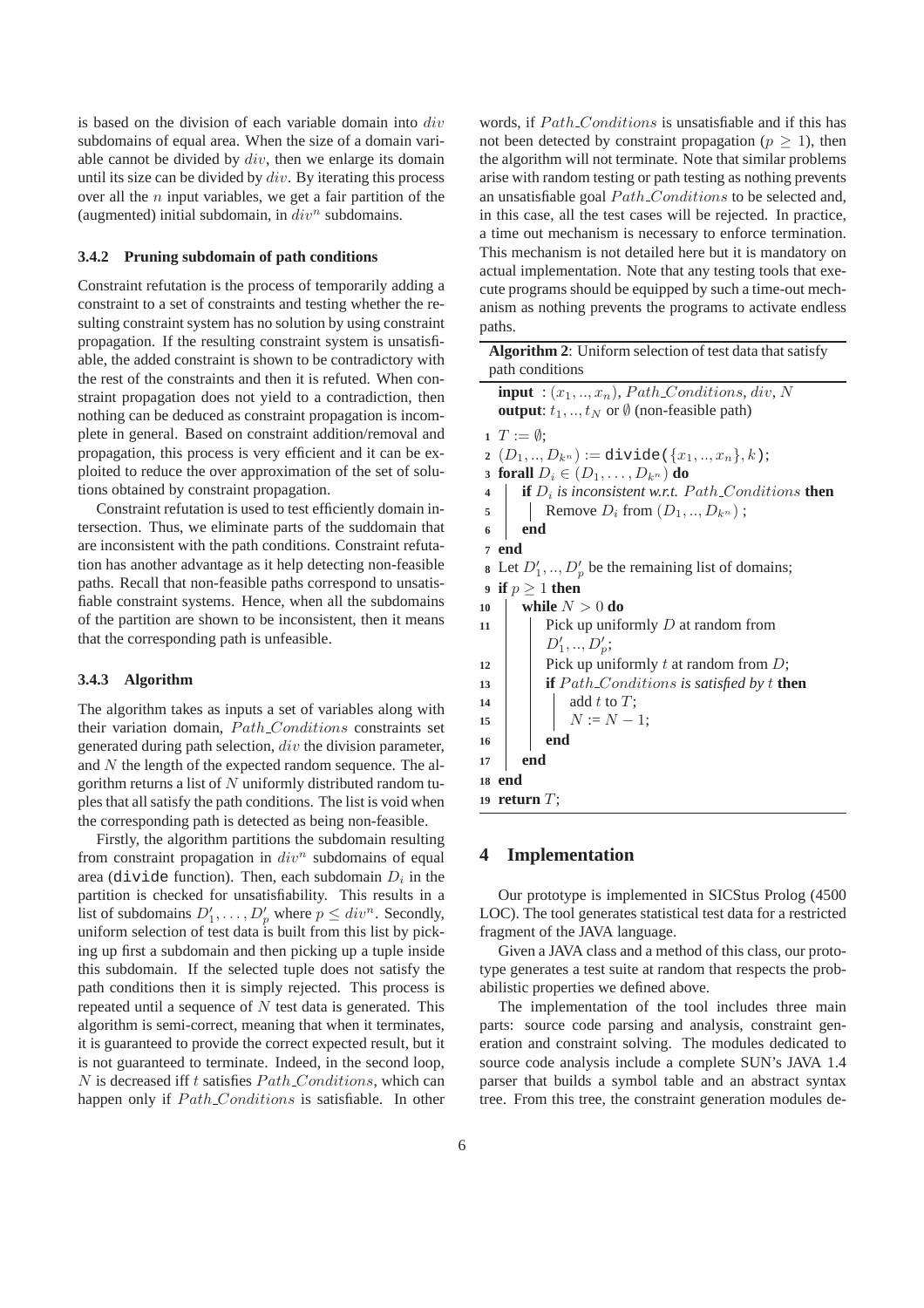is based on the division of each variable domain into $div$ subdomains of equal area. When the size of a domain variable cannot be divided by $div$, then we enlarge its domain until its size can be divided by $div$. By iterating this process over all the $n$ input variables, we get a fair partition of the (augmented) initial subdomain, in $div^n$ subdomains.

#### 3.4.2 Pruning subdomain of path conditions

Constraint refutation is the process of temporarily adding a constraint to a set of constraints and testing whether the resulting constraint system has no solution by using constraint propagation. If the resulting constraint system is unsatisfiable, the added constraint is shown to be contradictory with the rest of the constraints and then it is refuted. When constraint propagation does not yield to a contradiction, then nothing can be deduced as constraint propagation is incomplete in general. Based on constraint addition/removal and propagation, this process is very efficient and it can be exploited to reduce the over approximation of the set of solutions obtained by constraint propagation.

Constraint refutation is used to test efficiently domain intersection. Thus, we eliminate parts of the suddomain that are inconsistent with the path conditions. Constraint refutation has another advantage as it help detecting non-feasible paths. Recall that non-feasible paths correspond to unsatisfiable constraint systems. Hence, when all the subdomains of the partition are shown to be inconsistent, then it means that the corresponding path is unfeasible.

#### 3.4.3 Algorithm

The algorithm takes as inputs a set of variables along with their variation domain, $Path\_Conditions$ constraints set generated during path selection, $div$ the division parameter, and $N$ the length of the expected random sequence. The algorithm returns a list of $N$ uniformly distributed random tuples that all satisfy the path conditions. The list is void when the corresponding path is detected as being non-feasible.

Firstly, the algorithm partitions the subdomain resulting from constraint propagation in $div^n$ subdomains of equal area (`divide` function). Then, each subdomain $D_i$ in the partition is checked for unsatisfiability. This results in a list of subdomains $D'_1, \ldots, D'_p$ where $p \leq div^n$. Secondly, uniform selection of test data is built from this list by picking up first a subdomain and then picking up a tuple inside this subdomain. If the selected tuple does not satisfy the path conditions then it is simply rejected. This process is repeated until a sequence of $N$ test data is generated. This algorithm is semi-correct, meaning that when it terminates, it is guaranteed to provide the correct expected result, but it is not guaranteed to terminate. Indeed, in the second loop, $N$ is decreased iff $t$ satisfies $Path\_Conditions$, which can happen only if $Path\_Conditions$ is satisfiable. In other words, if $Path\_Conditions$ is unsatisfiable and if this has not been detected by constraint propagation ($p \geq 1$), then the algorithm will not terminate. Note that similar problems arise with random testing or path testing as nothing prevents an unsatisfiable goal $Path\_Conditions$ to be selected and, in this case, all the test cases will be rejected. In practice, a time out mechanism is necessary to enforce termination. This mechanism is not detailed here but it is mandatory on actual implementation. Note that any testing tools that execute programs should be equipped by such a time-out mechanism as nothing prevents the programs to activate endless paths.

**Algorithm 2**: Uniform selection of test data that satisfy path conditions

```
input : (x_1, .., x_n), Path_Conditions, div, N
output: t_1, .., t_N or ∅ (non-feasible path)
1  T := ∅;
2  (D_1, .., D_{k^n}) := divide({x_1, .., x_n}, k);
3  forall D_i ∈ (D_1, ..., D_{k^n}) do
4      if D_i is inconsistent w.r.t. Path_Conditions then
5          Remove D_i from (D_1, .., D_{k^n}) ;
6      end
7  end
8  Let D'_1, .., D'_p be the remaining list of domains;
9  if p ≥ 1 then
10     while N > 0 do
11         Pick up uniformly D at random from
           D'_1, .., D'_p;
12         Pick up uniformly t at random from D;
13         if Path_Conditions is satisfied by t then
14             add t to T;
15             N := N − 1;
16         end
17     end
18 end
19 return T;
```

## 4 Implementation

Our prototype is implemented in SICStus Prolog (4500 LOC). The tool generates statistical test data for a restricted fragment of the JAVA language.

Given a JAVA class and a method of this class, our prototype generates a test suite at random that respects the probabilistic properties we defined above.

The implementation of the tool includes three main parts: source code parsing and analysis, constraint generation and constraint solving. The modules dedicated to source code analysis include a complete SUN's JAVA 1.4 parser that builds a symbol table and an abstract syntax tree. From this tree, the constraint generation modules de-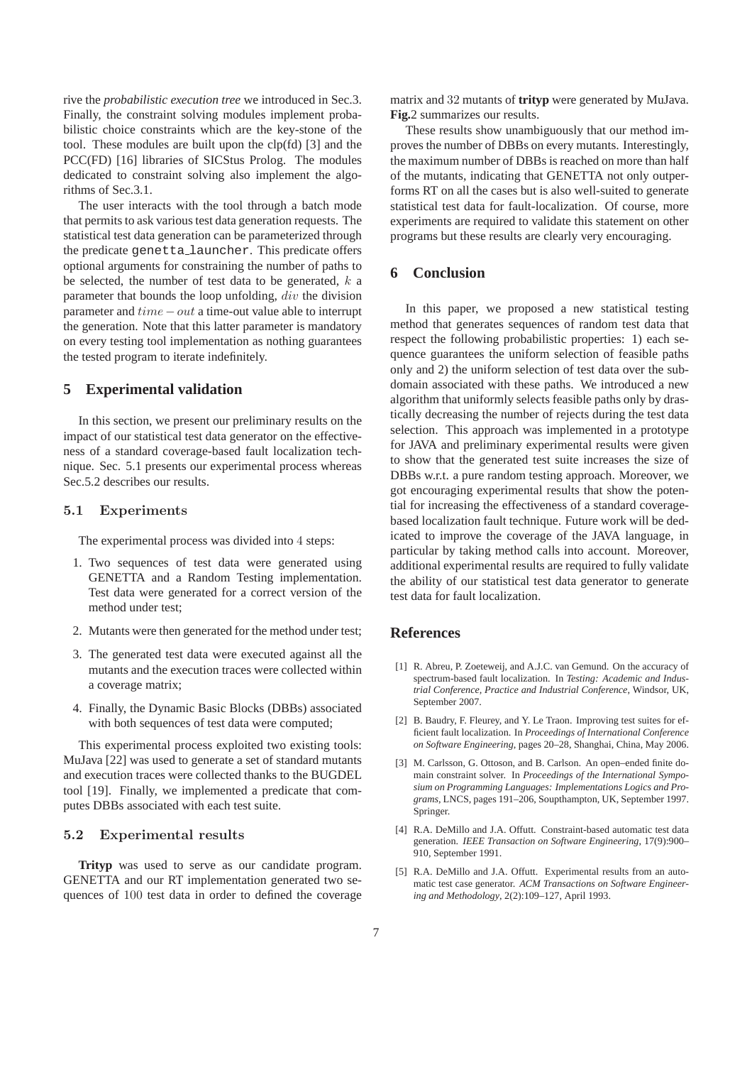rive the *probabilistic execution tree* we introduced in Sec.3. Finally, the constraint solving modules implement probabilistic choice constraints which are the key-stone of the tool. These modules are built upon the clp(fd) [3] and the PCC(FD) [16] libraries of SICStus Prolog. The modules dedicated to constraint solving also implement the algorithms of Sec.3.1.

The user interacts with the tool through a batch mode that permits to ask various test data generation requests. The statistical test data generation can be parameterized through the predicate `genetta_launcher`. This predicate offers optional arguments for constraining the number of paths to be selected, the number of test data to be generated, $k$ a parameter that bounds the loop unfolding, $div$ the division parameter and $time - out$ a time-out value able to interrupt the generation. Note that this latter parameter is mandatory on every testing tool implementation as nothing guarantees the tested program to iterate indefinitely.

## 5 Experimental validation

In this section, we present our preliminary results on the impact of our statistical test data generator on the effectiveness of a standard coverage-based fault localization technique. Sec. 5.1 presents our experimental process whereas Sec.5.2 describes our results.

### 5.1 Experiments

The experimental process was divided into 4 steps:

1. Two sequences of test data were generated using GENETTA and a Random Testing implementation. Test data were generated for a correct version of the method under test;
2. Mutants were then generated for the method under test;
3. The generated test data were executed against all the mutants and the execution traces were collected within a coverage matrix;
4. Finally, the Dynamic Basic Blocks (DBBs) associated with both sequences of test data were computed;

This experimental process exploited two existing tools: MuJava [22] was used to generate a set of standard mutants and execution traces were collected thanks to the BUGDEL tool [19]. Finally, we implemented a predicate that computes DBBs associated with each test suite.

### 5.2 Experimental results

**Trityp** was used to serve as our candidate program. GENETTA and our RT implementation generated two sequences of 100 test data in order to defined the coverage matrix and 32 mutants of **trityp** were generated by MuJava. **Fig.**2 summarizes our results.

These results show unambiguously that our method improves the number of DBBs on every mutants. Interestingly, the maximum number of DBBs is reached on more than half of the mutants, indicating that GENETTA not only outperforms RT on all the cases but is also well-suited to generate statistical test data for fault-localization. Of course, more experiments are required to validate this statement on other programs but these results are clearly very encouraging.

## 6 Conclusion

In this paper, we proposed a new statistical testing method that generates sequences of random test data that respect the following probabilistic properties: 1) each sequence guarantees the uniform selection of feasible paths only and 2) the uniform selection of test data over the subdomain associated with these paths. We introduced a new algorithm that uniformly selects feasible paths only by drastically decreasing the number of rejects during the test data selection. This approach was implemented in a prototype for JAVA and preliminary experimental results were given to show that the generated test suite increases the size of DBBs w.r.t. a pure random testing approach. Moreover, we got encouraging experimental results that show the potential for increasing the effectiveness of a standard coverage-based localization fault technique. Future work will be dedicated to improve the coverage of the JAVA language, in particular by taking method calls into account. Moreover, additional experimental results are required to fully validate the ability of our statistical test data generator to generate test data for fault localization.

## References

[1] R. Abreu, P. Zoeteweij, and A.J.C. van Gemund. On the accuracy of spectrum-based fault localization. In *Testing: Academic and Industrial Conference, Practice and Industrial Conference*, Windsor, UK, September 2007.

[2] B. Baudry, F. Fleurey, and Y. Le Traon. Improving test suites for efficient fault localization. In *Proceedings of International Conference on Software Engineering*, pages 20–28, Shanghai, China, May 2006.

[3] M. Carlsson, G. Ottoson, and B. Carlson. An open–ended finite domain constraint solver. In *Proceedings of the International Symposium on Programming Languages: Implementations Logics and Programs*, LNCS, pages 191–206, Soupthampton, UK, September 1997. Springer.

[4] R.A. DeMillo and J.A. Offutt. Constraint-based automatic test data generation. *IEEE Transaction on Software Engineering*, 17(9):900–910, September 1991.

[5] R.A. DeMillo and J.A. Offutt. Experimental results from an automatic test case generator. *ACM Transactions on Software Engineering and Methodology*, 2(2):109–127, April 1993.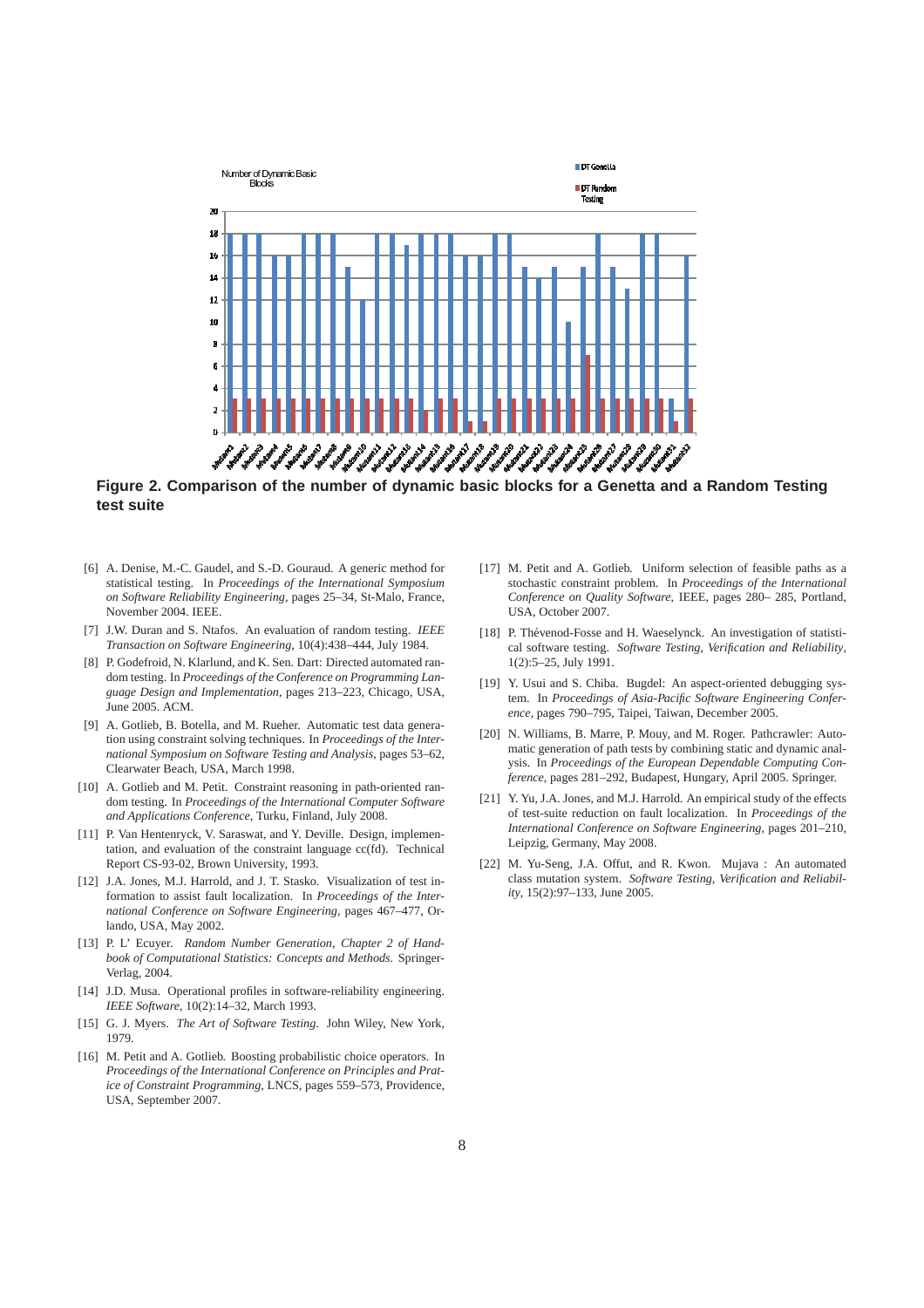Number of Dynamic Basic Blocks

DT Genetta

DT Random Testing

20
18
16
14
12
10
8
6
4
2
0

Mutant1 Mutant2 Mutant3 Mutant4 Mutant5 Mutant6 Mutant7 Mutant8 Mutant9 Mutant10 Mutant11 Mutant12 Mutant13 Mutant14 Mutant15 Mutant16 Mutant17 Mutant18 Mutant19 Mutant20 Mutant21 Mutant22 Mutant23 Mutant24 Mutant25 Mutant26 Mutant27 Mutant28 Mutant29 Mutant30 Mutant31 Mutant32

**Figure 2. Comparison of the number of dynamic basic blocks for a Genetta and a Random Testing test suite**

[6] A. Denise, M.-C. Gaudel, and S.-D. Gouraud. A generic method for statistical testing. In *Proceedings of the International Symposium on Software Reliability Engineering*, pages 25–34, St-Malo, France, November 2004. IEEE.

[7] J.W. Duran and S. Ntafos. An evaluation of random testing. *IEEE Transaction on Software Engineering*, 10(4):438–444, July 1984.

[8] P. Godefroid, N. Klarlund, and K. Sen. Dart: Directed automated random testing. In *Proceedings of the Conference on Programming Language Design and Implementation*, pages 213–223, Chicago, USA, June 2005. ACM.

[9] A. Gotlieb, B. Botella, and M. Rueher. Automatic test data generation using constraint solving techniques. In *Proceedings of the International Symposium on Software Testing and Analysis*, pages 53–62, Clearwater Beach, USA, March 1998.

[10] A. Gotlieb and M. Petit. Constraint reasoning in path-oriented random testing. In *Proceedings of the International Computer Software and Applications Conference*, Turku, Finland, July 2008.

[11] P. Van Hentenryck, V. Saraswat, and Y. Deville. Design, implementation, and evaluation of the constraint language cc(fd). Technical Report CS-93-02, Brown University, 1993.

[12] J.A. Jones, M.J. Harrold, and J. T. Stasko. Visualization of test information to assist fault localization. In *Proceedings of the International Conference on Software Engineering*, pages 467–477, Orlando, USA, May 2002.

[13] P. L' Ecuyer. *Random Number Generation, Chapter 2 of Handbook of Computational Statistics: Concepts and Methods*. Springer-Verlag, 2004.

[14] J.D. Musa. Operational profiles in software-reliability engineering. *IEEE Software*, 10(2):14–32, March 1993.

[15] G. J. Myers. *The Art of Software Testing*. John Wiley, New York, 1979.

[16] M. Petit and A. Gotlieb. Boosting probabilistic choice operators. In *Proceedings of the International Conference on Principles and Pratice of Constraint Programming*, LNCS, pages 559–573, Providence, USA, September 2007.

[17] M. Petit and A. Gotlieb. Uniform selection of feasible paths as a stochastic constraint problem. In *Proceedings of the International Conference on Quality Software*, IEEE, pages 280– 285, Portland, USA, October 2007.

[18] P. Thévenod-Fosse and H. Waeselynck. An investigation of statistical software testing. *Software Testing, Verification and Reliability*, 1(2):5–25, July 1991.

[19] Y. Usui and S. Chiba. Bugdel: An aspect-oriented debugging system. In *Proceedings of Asia-Pacific Software Engineering Conference*, pages 790–795, Taipei, Taiwan, December 2005.

[20] N. Williams, B. Marre, P. Mouy, and M. Roger. Pathcrawler: Automatic generation of path tests by combining static and dynamic analysis. In *Proceedings of the European Dependable Computing Conference*, pages 281–292, Budapest, Hungary, April 2005. Springer.

[21] Y. Yu, J.A. Jones, and M.J. Harrold. An empirical study of the effects of test-suite reduction on fault localization. In *Proceedings of the International Conference on Software Engineering*, pages 201–210, Leipzig, Germany, May 2008.

[22] M. Yu-Seng, J.A. Offut, and R. Kwon. Mujava : An automated class mutation system. *Software Testing, Verification and Reliability*, 15(2):97–133, June 2005.